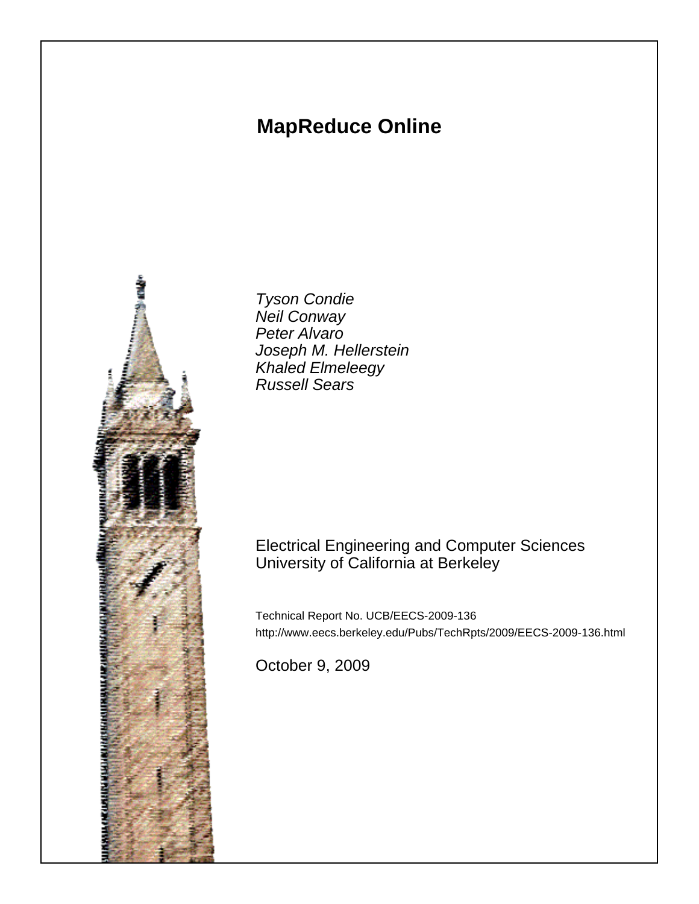# MapReduce Online

*Tyson Condie*
*Neil Conway*
*Peter Alvaro*
*Joseph M. Hellerstein*
*Khaled Elmeleegy*
*Russell Sears*

Electrical Engineering and Computer Sciences
University of California at Berkeley

Technical Report No. UCB/EECS-2009-136
http://www.eecs.berkeley.edu/Pubs/TechRpts/2009/EECS-2009-136.html

October 9, 2009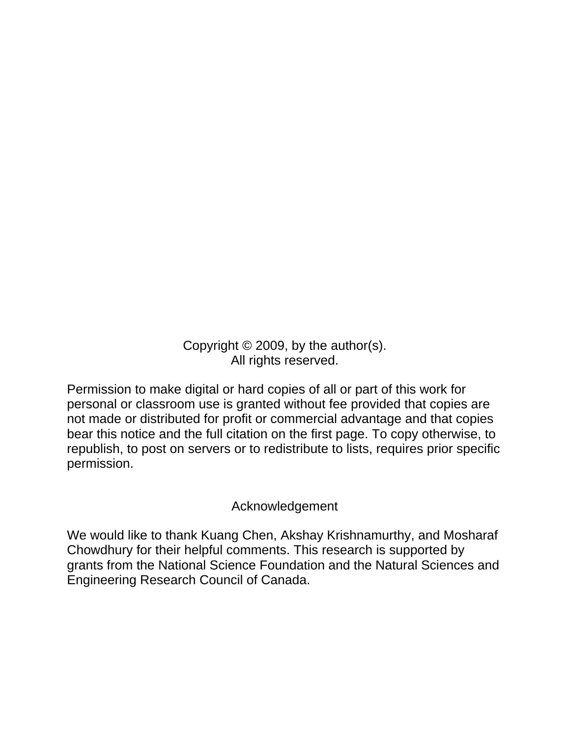Copyright © 2009, by the author(s).
All rights reserved.

Permission to make digital or hard copies of all or part of this work for personal or classroom use is granted without fee provided that copies are not made or distributed for profit or commercial advantage and that copies bear this notice and the full citation on the first page. To copy otherwise, to republish, to post on servers or to redistribute to lists, requires prior specific permission.

## Acknowledgement

We would like to thank Kuang Chen, Akshay Krishnamurthy, and Mosharaf Chowdhury for their helpful comments. This research is supported by grants from the National Science Foundation and the Natural Sciences and Engineering Research Council of Canada.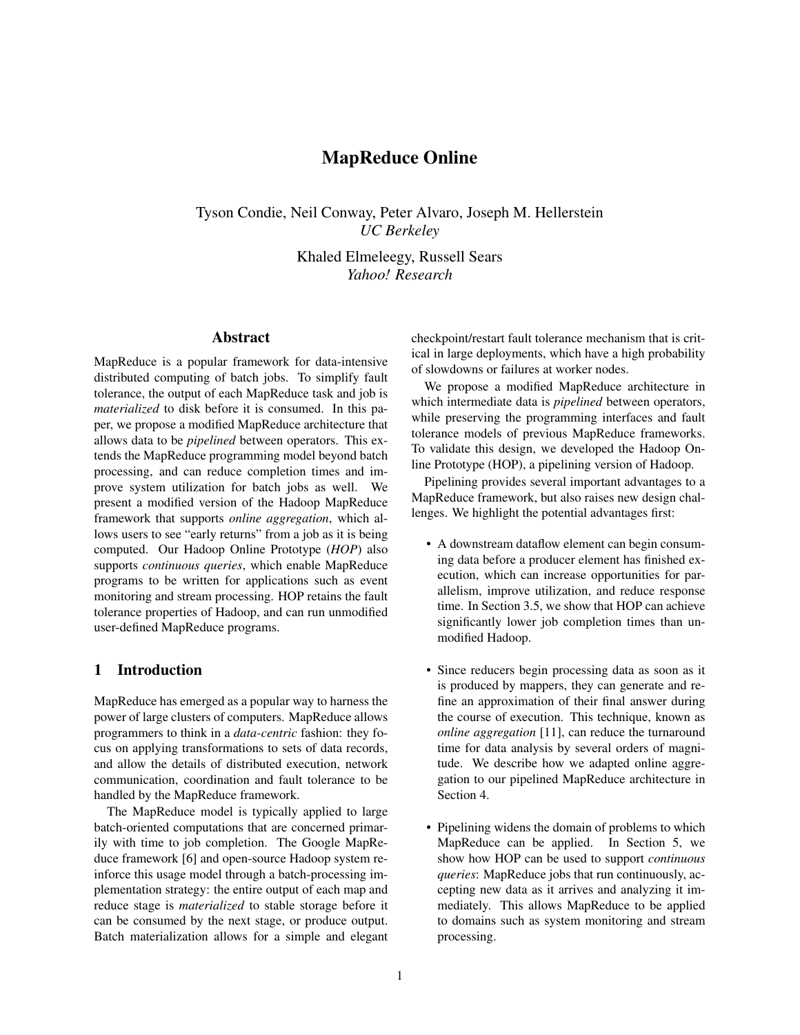# MapReduce Online

Tyson Condie, Neil Conway, Peter Alvaro, Joseph M. Hellerstein
*UC Berkeley*

Khaled Elmeleegy, Russell Sears
*Yahoo! Research*

## Abstract

MapReduce is a popular framework for data-intensive distributed computing of batch jobs. To simplify fault tolerance, the output of each MapReduce task and job is *materialized* to disk before it is consumed. In this paper, we propose a modified MapReduce architecture that allows data to be *pipelined* between operators. This extends the MapReduce programming model beyond batch processing, and can reduce completion times and improve system utilization for batch jobs as well. We present a modified version of the Hadoop MapReduce framework that supports *online aggregation*, which allows users to see "early returns" from a job as it is being computed. Our Hadoop Online Prototype (*HOP*) also supports *continuous queries*, which enable MapReduce programs to be written for applications such as event monitoring and stream processing. HOP retains the fault tolerance properties of Hadoop, and can run unmodified user-defined MapReduce programs.

## 1 Introduction

MapReduce has emerged as a popular way to harness the power of large clusters of computers. MapReduce allows programmers to think in a *data-centric* fashion: they focus on applying transformations to sets of data records, and allow the details of distributed execution, network communication, coordination and fault tolerance to be handled by the MapReduce framework.

The MapReduce model is typically applied to large batch-oriented computations that are concerned primarily with time to job completion. The Google MapReduce framework [6] and open-source Hadoop system reinforce this usage model through a batch-processing implementation strategy: the entire output of each map and reduce stage is *materialized* to stable storage before it can be consumed by the next stage, or produce output. Batch materialization allows for a simple and elegant checkpoint/restart fault tolerance mechanism that is critical in large deployments, which have a high probability of slowdowns or failures at worker nodes.

We propose a modified MapReduce architecture in which intermediate data is *pipelined* between operators, while preserving the programming interfaces and fault tolerance models of previous MapReduce frameworks. To validate this design, we developed the Hadoop Online Prototype (HOP), a pipelining version of Hadoop.

Pipelining provides several important advantages to a MapReduce framework, but also raises new design challenges. We highlight the potential advantages first:

- A downstream dataflow element can begin consuming data before a producer element has finished execution, which can increase opportunities for parallelism, improve utilization, and reduce response time. In Section 3.5, we show that HOP can achieve significantly lower job completion times than unmodified Hadoop.
- Since reducers begin processing data as soon as it is produced by mappers, they can generate and refine an approximation of their final answer during the course of execution. This technique, known as *online aggregation* [11], can reduce the turnaround time for data analysis by several orders of magnitude. We describe how we adapted online aggregation to our pipelined MapReduce architecture in Section 4.
- Pipelining widens the domain of problems to which MapReduce can be applied. In Section 5, we show how HOP can be used to support *continuous queries*: MapReduce jobs that run continuously, accepting new data as it arrives and analyzing it immediately. This allows MapReduce to be applied to domains such as system monitoring and stream processing.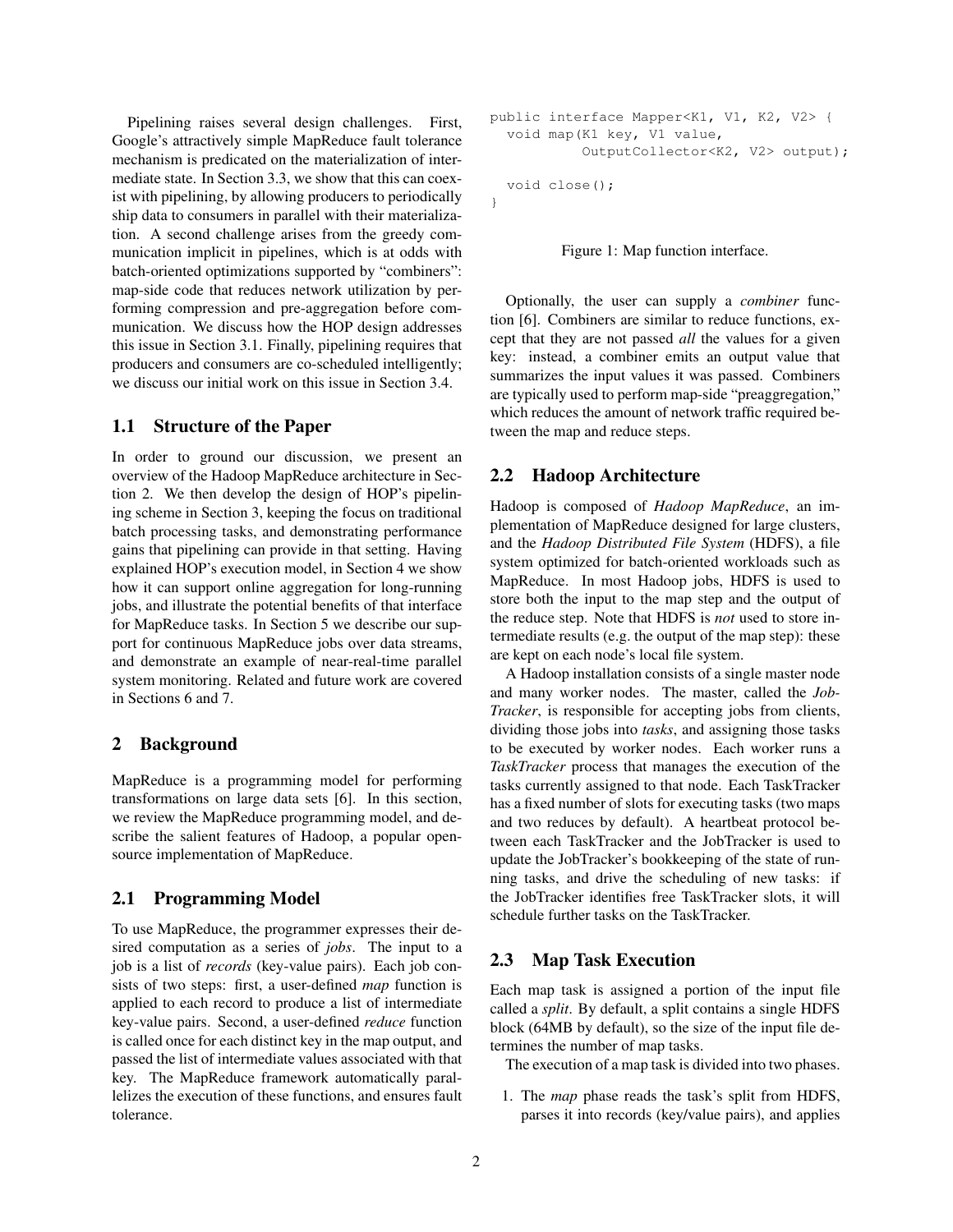Pipelining raises several design challenges. First, Google's attractively simple MapReduce fault tolerance mechanism is predicated on the materialization of intermediate state. In Section 3.3, we show that this can coexist with pipelining, by allowing producers to periodically ship data to consumers in parallel with their materialization. A second challenge arises from the greedy communication implicit in pipelines, which is at odds with batch-oriented optimizations supported by "combiners": map-side code that reduces network utilization by performing compression and pre-aggregation before communication. We discuss how the HOP design addresses this issue in Section 3.1. Finally, pipelining requires that producers and consumers are co-scheduled intelligently; we discuss our initial work on this issue in Section 3.4.

## 1.1 Structure of the Paper

In order to ground our discussion, we present an overview of the Hadoop MapReduce architecture in Section 2. We then develop the design of HOP's pipelining scheme in Section 3, keeping the focus on traditional batch processing tasks, and demonstrating performance gains that pipelining can provide in that setting. Having explained HOP's execution model, in Section 4 we show how it can support online aggregation for long-running jobs, and illustrate the potential benefits of that interface for MapReduce tasks. In Section 5 we describe our support for continuous MapReduce jobs over data streams, and demonstrate an example of near-real-time parallel system monitoring. Related and future work are covered in Sections 6 and 7.

# 2 Background

MapReduce is a programming model for performing transformations on large data sets [6]. In this section, we review the MapReduce programming model, and describe the salient features of Hadoop, a popular open-source implementation of MapReduce.

## 2.1 Programming Model

To use MapReduce, the programmer expresses their desired computation as a series of *jobs*. The input to a job is a list of *records* (key-value pairs). Each job consists of two steps: first, a user-defined *map* function is applied to each record to produce a list of intermediate key-value pairs. Second, a user-defined *reduce* function is called once for each distinct key in the map output, and passed the list of intermediate values associated with that key. The MapReduce framework automatically parallelizes the execution of these functions, and ensures fault tolerance.

```
public interface Mapper<K1, V1, K2, V2> {
  void map(K1 key, V1 value,
           OutputCollector<K2, V2> output);

  void close();
}
```

Figure 1: Map function interface.

Optionally, the user can supply a *combiner* function [6]. Combiners are similar to reduce functions, except that they are not passed *all* the values for a given key: instead, a combiner emits an output value that summarizes the input values it was passed. Combiners are typically used to perform map-side "preaggregation," which reduces the amount of network traffic required between the map and reduce steps.

## 2.2 Hadoop Architecture

Hadoop is composed of *Hadoop MapReduce*, an implementation of MapReduce designed for large clusters, and the *Hadoop Distributed File System* (HDFS), a file system optimized for batch-oriented workloads such as MapReduce. In most Hadoop jobs, HDFS is used to store both the input to the map step and the output of the reduce step. Note that HDFS is *not* used to store intermediate results (e.g. the output of the map step): these are kept on each node's local file system.

A Hadoop installation consists of a single master node and many worker nodes. The master, called the *JobTracker*, is responsible for accepting jobs from clients, dividing those jobs into *tasks*, and assigning those tasks to be executed by worker nodes. Each worker runs a *TaskTracker* process that manages the execution of the tasks currently assigned to that node. Each TaskTracker has a fixed number of slots for executing tasks (two maps and two reduces by default). A heartbeat protocol between each TaskTracker and the JobTracker is used to update the JobTracker's bookkeeping of the state of running tasks, and drive the scheduling of new tasks: if the JobTracker identifies free TaskTracker slots, it will schedule further tasks on the TaskTracker.

## 2.3 Map Task Execution

Each map task is assigned a portion of the input file called a *split*. By default, a split contains a single HDFS block (64MB by default), so the size of the input file determines the number of map tasks.

The execution of a map task is divided into two phases.

1. The *map* phase reads the task's split from HDFS, parses it into records (key/value pairs), and applies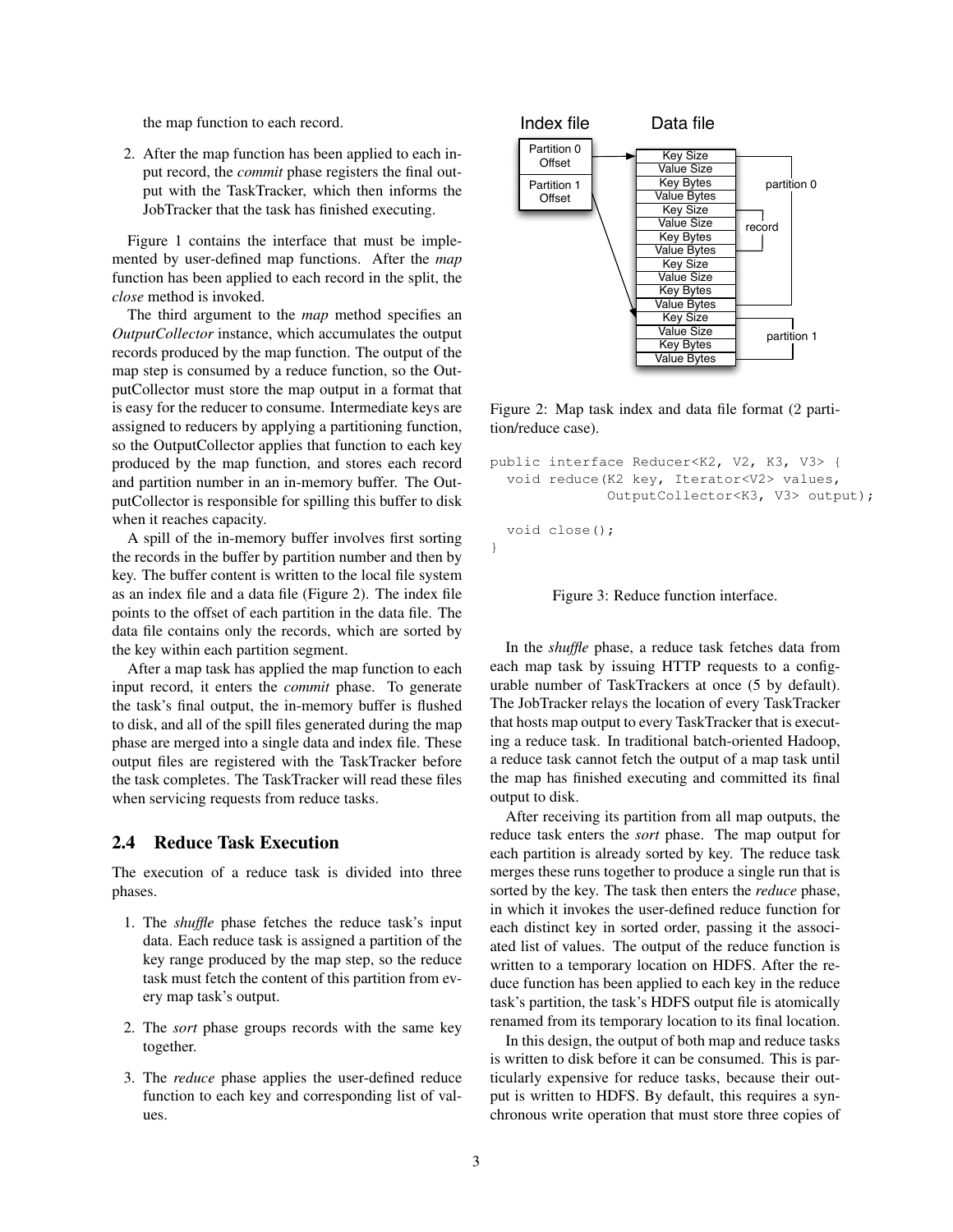the map function to each record.

2. After the map function has been applied to each input record, the *commit* phase registers the final output with the TaskTracker, which then informs the JobTracker that the task has finished executing.

Figure 1 contains the interface that must be implemented by user-defined map functions. After the *map* function has been applied to each record in the split, the *close* method is invoked.

The third argument to the *map* method specifies an *OutputCollector* instance, which accumulates the output records produced by the map function. The output of the map step is consumed by a reduce function, so the OutputCollector must store the map output in a format that is easy for the reducer to consume. Intermediate keys are assigned to reducers by applying a partitioning function, so the OutputCollector applies that function to each key produced by the map function, and stores each record and partition number in an in-memory buffer. The OutputCollector is responsible for spilling this buffer to disk when it reaches capacity.

A spill of the in-memory buffer involves first sorting the records in the buffer by partition number and then by key. The buffer content is written to the local file system as an index file and a data file (Figure 2). The index file points to the offset of each partition in the data file. The data file contains only the records, which are sorted by the key within each partition segment.

After a map task has applied the map function to each input record, it enters the *commit* phase. To generate the task's final output, the in-memory buffer is flushed to disk, and all of the spill files generated during the map phase are merged into a single data and index file. These output files are registered with the TaskTracker before the task completes. The TaskTracker will read these files when servicing requests from reduce tasks.

## 2.4 Reduce Task Execution

The execution of a reduce task is divided into three phases.

1. The *shuffle* phase fetches the reduce task's input data. Each reduce task is assigned a partition of the key range produced by the map step, so the reduce task must fetch the content of this partition from every map task's output.

2. The *sort* phase groups records with the same key together.

3. The *reduce* phase applies the user-defined reduce function to each key and corresponding list of values.

Figure 2: Map task index and data file format (2 partition/reduce case).

```
public interface Reducer<K2, V2, K3, V3> {
  void reduce(K2 key, Iterator<V2> values,
              OutputCollector<K3, V3> output);

  void close();
}
```

Figure 3: Reduce function interface.

In the *shuffle* phase, a reduce task fetches data from each map task by issuing HTTP requests to a configurable number of TaskTrackers at once (5 by default). The JobTracker relays the location of every TaskTracker that hosts map output to every TaskTracker that is executing a reduce task. In traditional batch-oriented Hadoop, a reduce task cannot fetch the output of a map task until the map has finished executing and committed its final output to disk.

After receiving its partition from all map outputs, the reduce task enters the *sort* phase. The map output for each partition is already sorted by key. The reduce task merges these runs together to produce a single run that is sorted by the key. The task then enters the *reduce* phase, in which it invokes the user-defined reduce function for each distinct key in sorted order, passing it the associated list of values. The output of the reduce function is written to a temporary location on HDFS. After the reduce function has been applied to each key in the reduce task's partition, the task's HDFS output file is atomically renamed from its temporary location to its final location.

In this design, the output of both map and reduce tasks is written to disk before it can be consumed. This is particularly expensive for reduce tasks, because their output is written to HDFS. By default, this requires a synchronous write operation that must store three copies of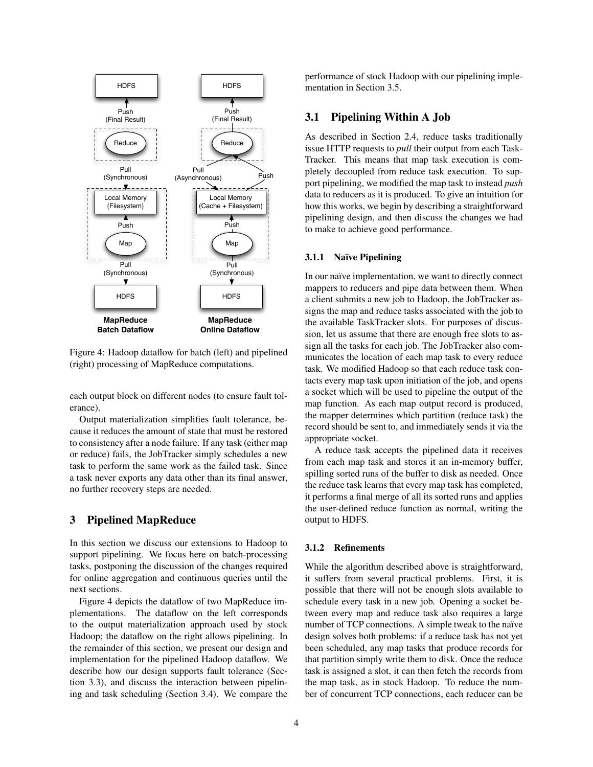Figure 4: Hadoop dataflow for batch (left) and pipelined (right) processing of MapReduce computations.

each output block on different nodes (to ensure fault tolerance).

Output materialization simplifies fault tolerance, because it reduces the amount of state that must be restored to consistency after a node failure. If any task (either map or reduce) fails, the JobTracker simply schedules a new task to perform the same work as the failed task. Since a task never exports any data other than its final answer, no further recovery steps are needed.

## 3 Pipelined MapReduce

In this section we discuss our extensions to Hadoop to support pipelining. We focus here on batch-processing tasks, postponing the discussion of the changes required for online aggregation and continuous queries until the next sections.

Figure 4 depicts the dataflow of two MapReduce implementations. The dataflow on the left corresponds to the output materialization approach used by stock Hadoop; the dataflow on the right allows pipelining. In the remainder of this section, we present our design and implementation for the pipelined Hadoop dataflow. We describe how our design supports fault tolerance (Section 3.3), and discuss the interaction between pipelining and task scheduling (Section 3.4). We compare the performance of stock Hadoop with our pipelining implementation in Section 3.5.

### 3.1 Pipelining Within A Job

As described in Section 2.4, reduce tasks traditionally issue HTTP requests to *pull* their output from each TaskTracker. This means that map task execution is completely decoupled from reduce task execution. To support pipelining, we modified the map task to instead *push* data to reducers as it is produced. To give an intuition for how this works, we begin by describing a straightforward pipelining design, and then discuss the changes we had to make to achieve good performance.

#### 3.1.1 Naïve Pipelining

In our naïve implementation, we want to directly connect mappers to reducers and pipe data between them. When a client submits a new job to Hadoop, the JobTracker assigns the map and reduce tasks associated with the job to the available TaskTracker slots. For purposes of discussion, let us assume that there are enough free slots to assign all the tasks for each job. The JobTracker also communicates the location of each map task to every reduce task. We modified Hadoop so that each reduce task contacts every map task upon initiation of the job, and opens a socket which will be used to pipeline the output of the map function. As each map output record is produced, the mapper determines which partition (reduce task) the record should be sent to, and immediately sends it via the appropriate socket.

A reduce task accepts the pipelined data it receives from each map task and stores it an in-memory buffer, spilling sorted runs of the buffer to disk as needed. Once the reduce task learns that every map task has completed, it performs a final merge of all its sorted runs and applies the user-defined reduce function as normal, writing the output to HDFS.

#### 3.1.2 Refinements

While the algorithm described above is straightforward, it suffers from several practical problems. First, it is possible that there will not be enough slots available to schedule every task in a new job. Opening a socket between every map and reduce task also requires a large number of TCP connections. A simple tweak to the naïve design solves both problems: if a reduce task has not yet been scheduled, any map tasks that produce records for that partition simply write them to disk. Once the reduce task is assigned a slot, it can then fetch the records from the map task, as in stock Hadoop. To reduce the number of concurrent TCP connections, each reducer can be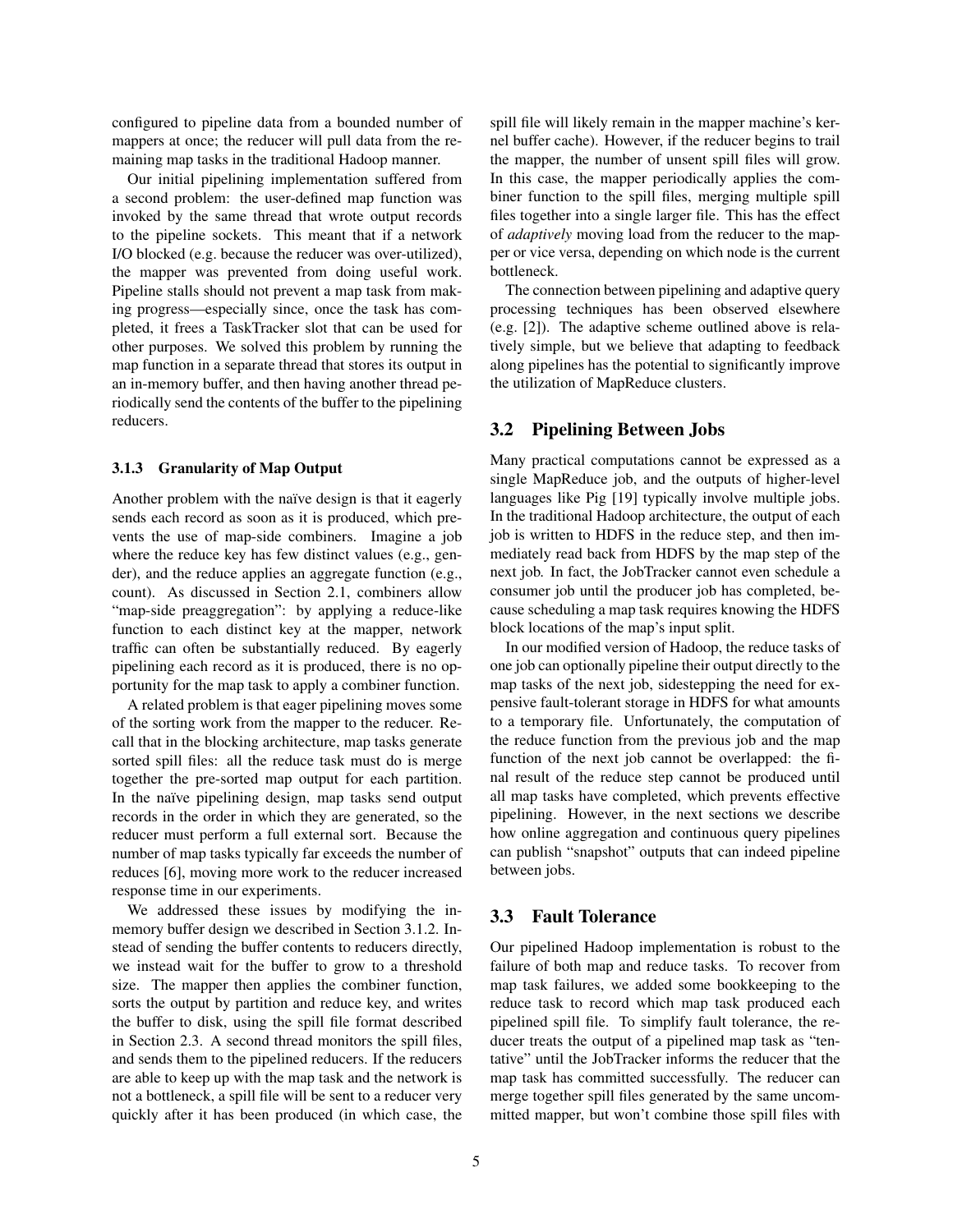configured to pipeline data from a bounded number of mappers at once; the reducer will pull data from the remaining map tasks in the traditional Hadoop manner.

Our initial pipelining implementation suffered from a second problem: the user-defined map function was invoked by the same thread that wrote output records to the pipeline sockets. This meant that if a network I/O blocked (e.g. because the reducer was over-utilized), the mapper was prevented from doing useful work. Pipeline stalls should not prevent a map task from making progress—especially since, once the task has completed, it frees a TaskTracker slot that can be used for other purposes. We solved this problem by running the map function in a separate thread that stores its output in an in-memory buffer, and then having another thread periodically send the contents of the buffer to the pipelining reducers.

#### 3.1.3 Granularity of Map Output

Another problem with the naïve design is that it eagerly sends each record as soon as it is produced, which prevents the use of map-side combiners. Imagine a job where the reduce key has few distinct values (e.g., gender), and the reduce applies an aggregate function (e.g., count). As discussed in Section 2.1, combiners allow "map-side preaggregation": by applying a reduce-like function to each distinct key at the mapper, network traffic can often be substantially reduced. By eagerly pipelining each record as it is produced, there is no opportunity for the map task to apply a combiner function.

A related problem is that eager pipelining moves some of the sorting work from the mapper to the reducer. Recall that in the blocking architecture, map tasks generate sorted spill files: all the reduce task must do is merge together the pre-sorted map output for each partition. In the naïve pipelining design, map tasks send output records in the order in which they are generated, so the reducer must perform a full external sort. Because the number of map tasks typically far exceeds the number of reduces [6], moving more work to the reducer increased response time in our experiments.

We addressed these issues by modifying the in-memory buffer design we described in Section 3.1.2. Instead of sending the buffer contents to reducers directly, we instead wait for the buffer to grow to a threshold size. The mapper then applies the combiner function, sorts the output by partition and reduce key, and writes the buffer to disk, using the spill file format described in Section 2.3. A second thread monitors the spill files, and sends them to the pipelined reducers. If the reducers are able to keep up with the map task and the network is not a bottleneck, a spill file will be sent to a reducer very quickly after it has been produced (in which case, the spill file will likely remain in the mapper machine's kernel buffer cache). However, if the reducer begins to trail the mapper, the number of unsent spill files will grow. In this case, the mapper periodically applies the combiner function to the spill files, merging multiple spill files together into a single larger file. This has the effect of *adaptively* moving load from the reducer to the mapper or vice versa, depending on which node is the current bottleneck.

The connection between pipelining and adaptive query processing techniques has been observed elsewhere (e.g. [2]). The adaptive scheme outlined above is relatively simple, but we believe that adapting to feedback along pipelines has the potential to significantly improve the utilization of MapReduce clusters.

### 3.2 Pipelining Between Jobs

Many practical computations cannot be expressed as a single MapReduce job, and the outputs of higher-level languages like Pig [19] typically involve multiple jobs. In the traditional Hadoop architecture, the output of each job is written to HDFS in the reduce step, and then immediately read back from HDFS by the map step of the next job. In fact, the JobTracker cannot even schedule a consumer job until the producer job has completed, because scheduling a map task requires knowing the HDFS block locations of the map's input split.

In our modified version of Hadoop, the reduce tasks of one job can optionally pipeline their output directly to the map tasks of the next job, sidestepping the need for expensive fault-tolerant storage in HDFS for what amounts to a temporary file. Unfortunately, the computation of the reduce function from the previous job and the map function of the next job cannot be overlapped: the final result of the reduce step cannot be produced until all map tasks have completed, which prevents effective pipelining. However, in the next sections we describe how online aggregation and continuous query pipelines can publish "snapshot" outputs that can indeed pipeline between jobs.

### 3.3 Fault Tolerance

Our pipelined Hadoop implementation is robust to the failure of both map and reduce tasks. To recover from map task failures, we added some bookkeeping to the reduce task to record which map task produced each pipelined spill file. To simplify fault tolerance, the reducer treats the output of a pipelined map task as "tentative" until the JobTracker informs the reducer that the map task has committed successfully. The reducer can merge together spill files generated by the same uncommitted mapper, but won't combine those spill files with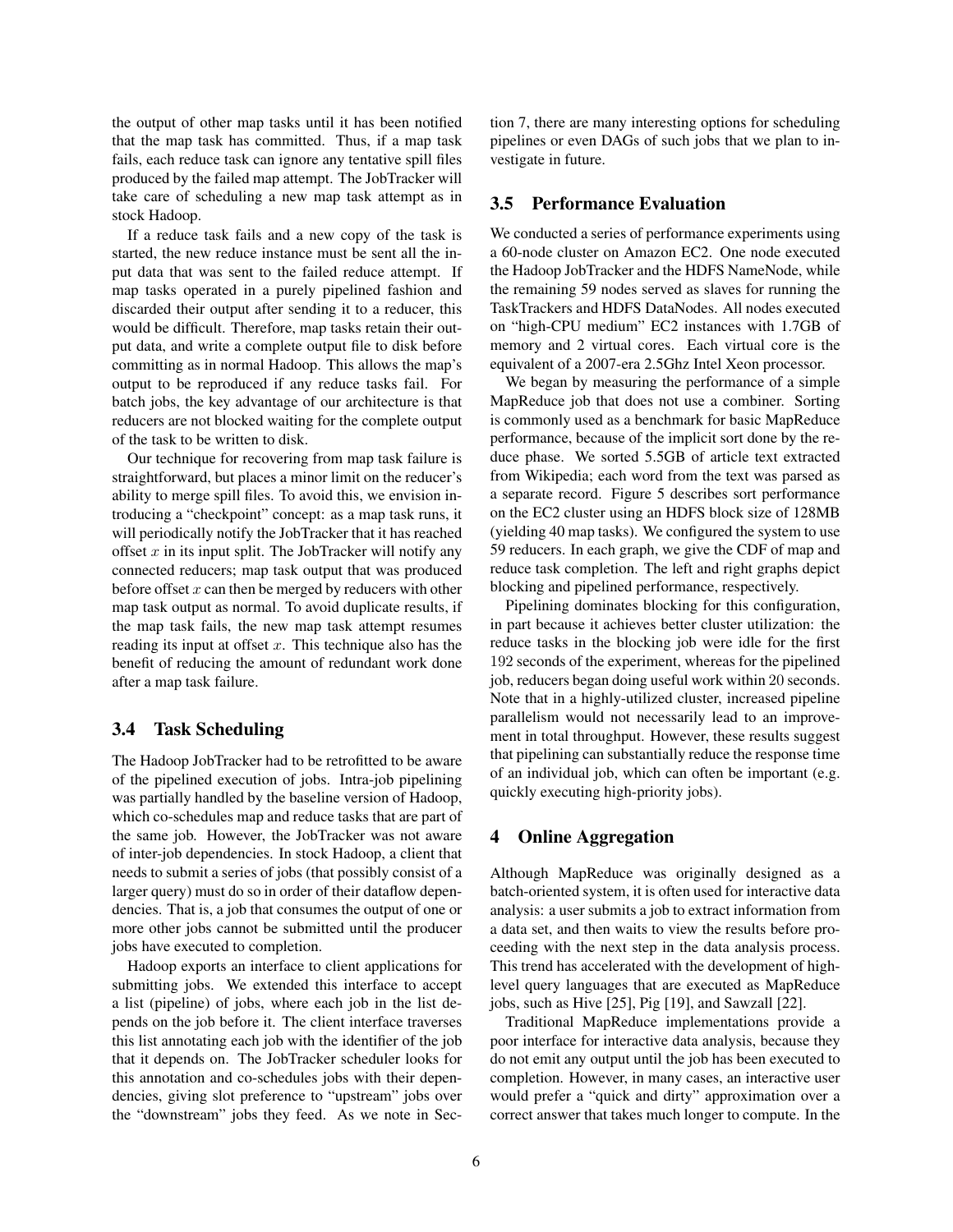the output of other map tasks until it has been notified that the map task has committed. Thus, if a map task fails, each reduce task can ignore any tentative spill files produced by the failed map attempt. The JobTracker will take care of scheduling a new map task attempt as in stock Hadoop.

If a reduce task fails and a new copy of the task is started, the new reduce instance must be sent all the input data that was sent to the failed reduce attempt. If map tasks operated in a purely pipelined fashion and discarded their output after sending it to a reducer, this would be difficult. Therefore, map tasks retain their output data, and write a complete output file to disk before committing as in normal Hadoop. This allows the map's output to be reproduced if any reduce tasks fail. For batch jobs, the key advantage of our architecture is that reducers are not blocked waiting for the complete output of the task to be written to disk.

Our technique for recovering from map task failure is straightforward, but places a minor limit on the reducer's ability to merge spill files. To avoid this, we envision introducing a "checkpoint" concept: as a map task runs, it will periodically notify the JobTracker that it has reached offset $x$ in its input split. The JobTracker will notify any connected reducers; map task output that was produced before offset $x$ can then be merged by reducers with other map task output as normal. To avoid duplicate results, if the map task fails, the new map task attempt resumes reading its input at offset $x$. This technique also has the benefit of reducing the amount of redundant work done after a map task failure.

### 3.4 Task Scheduling

The Hadoop JobTracker had to be retrofitted to be aware of the pipelined execution of jobs. Intra-job pipelining was partially handled by the baseline version of Hadoop, which co-schedules map and reduce tasks that are part of the same job. However, the JobTracker was not aware of inter-job dependencies. In stock Hadoop, a client that needs to submit a series of jobs (that possibly consist of a larger query) must do so in order of their dataflow dependencies. That is, a job that consumes the output of one or more other jobs cannot be submitted until the producer jobs have executed to completion.

Hadoop exports an interface to client applications for submitting jobs. We extended this interface to accept a list (pipeline) of jobs, where each job in the list depends on the job before it. The client interface traverses this list annotating each job with the identifier of the job that it depends on. The JobTracker scheduler looks for this annotation and co-schedules jobs with their dependencies, giving slot preference to "upstream" jobs over the "downstream" jobs they feed. As we note in Section 7, there are many interesting options for scheduling pipelines or even DAGs of such jobs that we plan to investigate in future.

### 3.5 Performance Evaluation

We conducted a series of performance experiments using a 60-node cluster on Amazon EC2. One node executed the Hadoop JobTracker and the HDFS NameNode, while the remaining 59 nodes served as slaves for running the TaskTrackers and HDFS DataNodes. All nodes executed on "high-CPU medium" EC2 instances with 1.7GB of memory and 2 virtual cores. Each virtual core is the equivalent of a 2007-era 2.5Ghz Intel Xeon processor.

We began by measuring the performance of a simple MapReduce job that does not use a combiner. Sorting is commonly used as a benchmark for basic MapReduce performance, because of the implicit sort done by the reduce phase. We sorted 5.5GB of article text extracted from Wikipedia; each word from the text was parsed as a separate record. Figure 5 describes sort performance on the EC2 cluster using an HDFS block size of 128MB (yielding 40 map tasks). We configured the system to use 59 reducers. In each graph, we give the CDF of map and reduce task completion. The left and right graphs depict blocking and pipelined performance, respectively.

Pipelining dominates blocking for this configuration, in part because it achieves better cluster utilization: the reduce tasks in the blocking job were idle for the first 192 seconds of the experiment, whereas for the pipelined job, reducers began doing useful work within 20 seconds. Note that in a highly-utilized cluster, increased pipeline parallelism would not necessarily lead to an improvement in total throughput. However, these results suggest that pipelining can substantially reduce the response time of an individual job, which can often be important (e.g. quickly executing high-priority jobs).

## 4 Online Aggregation

Although MapReduce was originally designed as a batch-oriented system, it is often used for interactive data analysis: a user submits a job to extract information from a data set, and then waits to view the results before proceeding with the next step in the data analysis process. This trend has accelerated with the development of high-level query languages that are executed as MapReduce jobs, such as Hive [25], Pig [19], and Sawzall [22].

Traditional MapReduce implementations provide a poor interface for interactive data analysis, because they do not emit any output until the job has been executed to completion. However, in many cases, an interactive user would prefer a "quick and dirty" approximation over a correct answer that takes much longer to compute. In the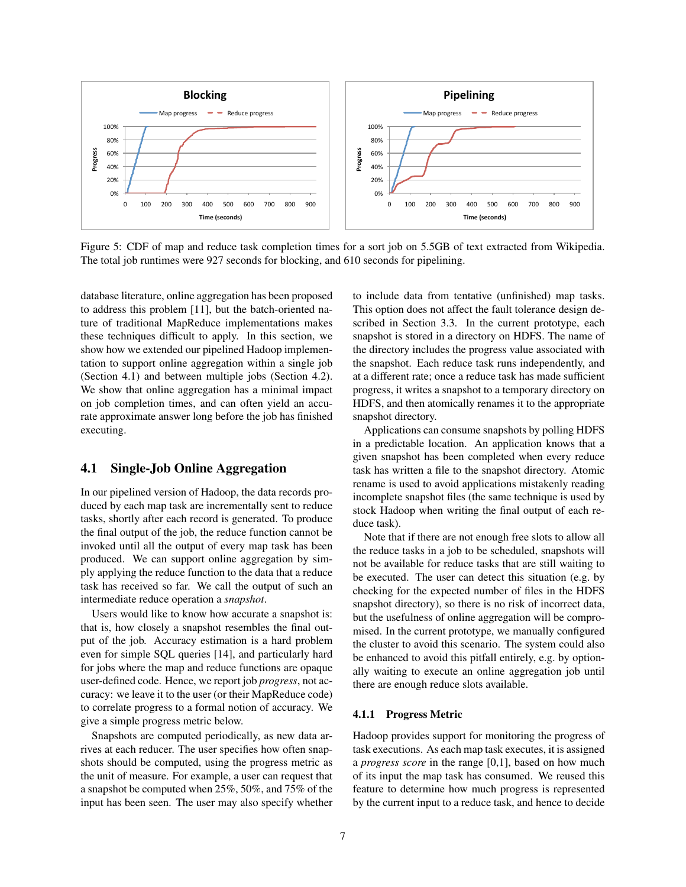Figure 5: CDF of map and reduce task completion times for a sort job on 5.5GB of text extracted from Wikipedia. The total job runtimes were 927 seconds for blocking, and 610 seconds for pipelining.

database literature, online aggregation has been proposed to address this problem [11], but the batch-oriented nature of traditional MapReduce implementations makes these techniques difficult to apply. In this section, we show how we extended our pipelined Hadoop implementation to support online aggregation within a single job (Section 4.1) and between multiple jobs (Section 4.2). We show that online aggregation has a minimal impact on job completion times, and can often yield an accurate approximate answer long before the job has finished executing.

## 4.1 Single-Job Online Aggregation

In our pipelined version of Hadoop, the data records produced by each map task are incrementally sent to reduce tasks, shortly after each record is generated. To produce the final output of the job, the reduce function cannot be invoked until all the output of every map task has been produced. We can support online aggregation by simply applying the reduce function to the data that a reduce task has received so far. We call the output of such an intermediate reduce operation a *snapshot*.

Users would like to know how accurate a snapshot is: that is, how closely a snapshot resembles the final output of the job. Accuracy estimation is a hard problem even for simple SQL queries [14], and particularly hard for jobs where the map and reduce functions are opaque user-defined code. Hence, we report job *progress*, not accuracy: we leave it to the user (or their MapReduce code) to correlate progress to a formal notion of accuracy. We give a simple progress metric below.

Snapshots are computed periodically, as new data arrives at each reducer. The user specifies how often snapshots should be computed, using the progress metric as the unit of measure. For example, a user can request that a snapshot be computed when 25%, 50%, and 75% of the input has been seen. The user may also specify whether to include data from tentative (unfinished) map tasks. This option does not affect the fault tolerance design described in Section 3.3. In the current prototype, each snapshot is stored in a directory on HDFS. The name of the directory includes the progress value associated with the snapshot. Each reduce task runs independently, and at a different rate; once a reduce task has made sufficient progress, it writes a snapshot to a temporary directory on HDFS, and then atomically renames it to the appropriate snapshot directory.

Applications can consume snapshots by polling HDFS in a predictable location. An application knows that a given snapshot has been completed when every reduce task has written a file to the snapshot directory. Atomic rename is used to avoid applications mistakenly reading incomplete snapshot files (the same technique is used by stock Hadoop when writing the final output of each reduce task).

Note that if there are not enough free slots to allow all the reduce tasks in a job to be scheduled, snapshots will not be available for reduce tasks that are still waiting to be executed. The user can detect this situation (e.g. by checking for the expected number of files in the HDFS snapshot directory), so there is no risk of incorrect data, but the usefulness of online aggregation will be compromised. In the current prototype, we manually configured the cluster to avoid this scenario. The system could also be enhanced to avoid this pitfall entirely, e.g. by optionally waiting to execute an online aggregation job until there are enough reduce slots available.

### 4.1.1 Progress Metric

Hadoop provides support for monitoring the progress of task executions. As each map task executes, it is assigned a *progress score* in the range [0,1], based on how much of its input the map task has consumed. We reused this feature to determine how much progress is represented by the current input to a reduce task, and hence to decide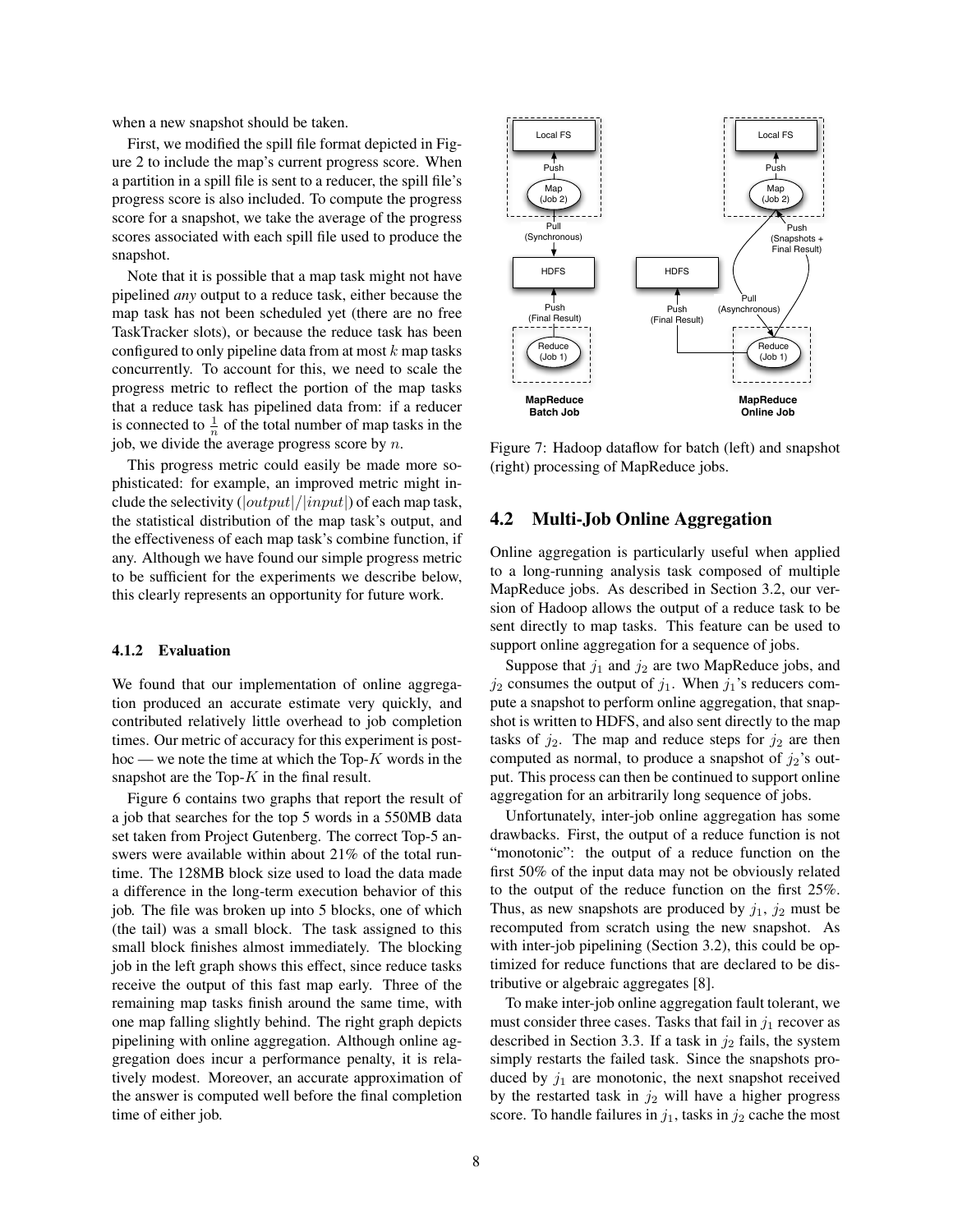when a new snapshot should be taken.

First, we modified the spill file format depicted in Figure 2 to include the map's current progress score. When a partition in a spill file is sent to a reducer, the spill file's progress score is also included. To compute the progress score for a snapshot, we take the average of the progress scores associated with each spill file used to produce the snapshot.

Note that it is possible that a map task might not have pipelined *any* output to a reduce task, either because the map task has not been scheduled yet (there are no free TaskTracker slots), or because the reduce task has been configured to only pipeline data from at most $k$ map tasks concurrently. To account for this, we need to scale the progress metric to reflect the portion of the map tasks that a reduce task has pipelined data from: if a reducer is connected to $\frac{1}{n}$ of the total number of map tasks in the job, we divide the average progress score by $n$.

This progress metric could easily be made more sophisticated: for example, an improved metric might include the selectivity ($|output|/|input|$) of each map task, the statistical distribution of the map task's output, and the effectiveness of each map task's combine function, if any. Although we have found our simple progress metric to be sufficient for the experiments we describe below, this clearly represents an opportunity for future work.

#### 4.1.2 Evaluation

We found that our implementation of online aggregation produced an accurate estimate very quickly, and contributed relatively little overhead to job completion times. Our metric of accuracy for this experiment is post-hoc — we note the time at which the Top-$K$ words in the snapshot are the Top-$K$ in the final result.

Figure 6 contains two graphs that report the result of a job that searches for the top 5 words in a 550MB data set taken from Project Gutenberg. The correct Top-5 answers were available within about 21% of the total runtime. The 128MB block size used to load the data made a difference in the long-term execution behavior of this job. The file was broken up into 5 blocks, one of which (the tail) was a small block. The task assigned to this small block finishes almost immediately. The blocking job in the left graph shows this effect, since reduce tasks receive the output of this fast map early. Three of the remaining map tasks finish around the same time, with one map falling slightly behind. The right graph depicts pipelining with online aggregation. Although online aggregation does incur a performance penalty, it is relatively modest. Moreover, an accurate approximation of the answer is computed well before the final completion time of either job.

Figure 7: Hadoop dataflow for batch (left) and snapshot (right) processing of MapReduce jobs.

### 4.2 Multi-Job Online Aggregation

Online aggregation is particularly useful when applied to a long-running analysis task composed of multiple MapReduce jobs. As described in Section 3.2, our version of Hadoop allows the output of a reduce task to be sent directly to map tasks. This feature can be used to support online aggregation for a sequence of jobs.

Suppose that $j_1$ and $j_2$ are two MapReduce jobs, and $j_2$ consumes the output of $j_1$. When $j_1$'s reducers compute a snapshot to perform online aggregation, that snapshot is written to HDFS, and also sent directly to the map tasks of $j_2$. The map and reduce steps for $j_2$ are then computed as normal, to produce a snapshot of $j_2$'s output. This process can then be continued to support online aggregation for an arbitrarily long sequence of jobs.

Unfortunately, inter-job online aggregation has some drawbacks. First, the output of a reduce function is not "monotonic": the output of a reduce function on the first 50% of the input data may not be obviously related to the output of the reduce function on the first 25%. Thus, as new snapshots are produced by $j_1$, $j_2$ must be recomputed from scratch using the new snapshot. As with inter-job pipelining (Section 3.2), this could be optimized for reduce functions that are declared to be distributive or algebraic aggregates [8].

To make inter-job online aggregation fault tolerant, we must consider three cases. Tasks that fail in $j_1$ recover as described in Section 3.3. If a task in $j_2$ fails, the system simply restarts the failed task. Since the snapshots produced by $j_1$ are monotonic, the next snapshot received by the restarted task in $j_2$ will have a higher progress score. To handle failures in $j_1$, tasks in $j_2$ cache the most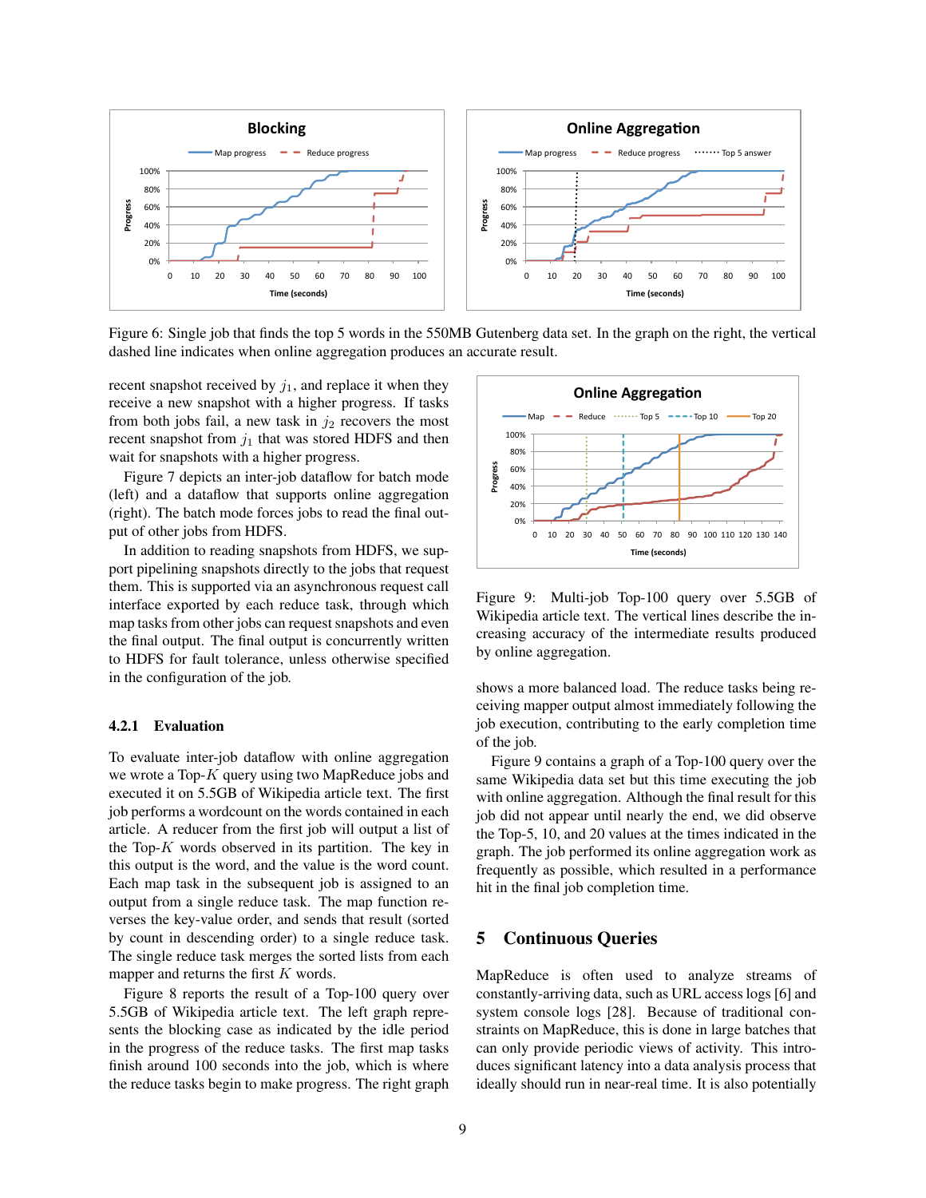Figure 6: Single job that finds the top 5 words in the 550MB Gutenberg data set. In the graph on the right, the vertical dashed line indicates when online aggregation produces an accurate result.

recent snapshot received by $j_1$, and replace it when they receive a new snapshot with a higher progress. If tasks from both jobs fail, a new task in $j_2$ recovers the most recent snapshot from $j_1$ that was stored HDFS and then wait for snapshots with a higher progress.

Figure 7 depicts an inter-job dataflow for batch mode (left) and a dataflow that supports online aggregation (right). The batch mode forces jobs to read the final output of other jobs from HDFS.

In addition to reading snapshots from HDFS, we support pipelining snapshots directly to the jobs that request them. This is supported via an asynchronous request call interface exported by each reduce task, through which map tasks from other jobs can request snapshots and even the final output. The final output is concurrently written to HDFS for fault tolerance, unless otherwise specified in the configuration of the job.

### 4.2.1 Evaluation

To evaluate inter-job dataflow with online aggregation we wrote a Top-$K$ query using two MapReduce jobs and executed it on 5.5GB of Wikipedia article text. The first job performs a wordcount on the words contained in each article. A reducer from the first job will output a list of the Top-$K$ words observed in its partition. The key in this output is the word, and the value is the word count. Each map task in the subsequent job is assigned to an output from a single reduce task. The map function reverses the key-value order, and sends that result (sorted by count in descending order) to a single reduce task. The single reduce task merges the sorted lists from each mapper and returns the first $K$ words.

Figure 8 reports the result of a Top-100 query over 5.5GB of Wikipedia article text. The left graph represents the blocking case as indicated by the idle period in the progress of the reduce tasks. The first map tasks finish around 100 seconds into the job, which is where the reduce tasks begin to make progress. The right graph shows a more balanced load. The reduce tasks being receiving mapper output almost immediately following the job execution, contributing to the early completion time of the job.

Figure 9: Multi-job Top-100 query over 5.5GB of Wikipedia article text. The vertical lines describe the increasing accuracy of the intermediate results produced by online aggregation.

Figure 9 contains a graph of a Top-100 query over the same Wikipedia data set but this time executing the job with online aggregation. Although the final result for this job did not appear until nearly the end, we did observe the Top-5, 10, and 20 values at the times indicated in the graph. The job performed its online aggregation work as frequently as possible, which resulted in a performance hit in the final job completion time.

## 5 Continuous Queries

MapReduce is often used to analyze streams of constantly-arriving data, such as URL access logs [6] and system console logs [28]. Because of traditional constraints on MapReduce, this is done in large batches that can only provide periodic views of activity. This introduces significant latency into a data analysis process that ideally should run in near-real time. It is also potentially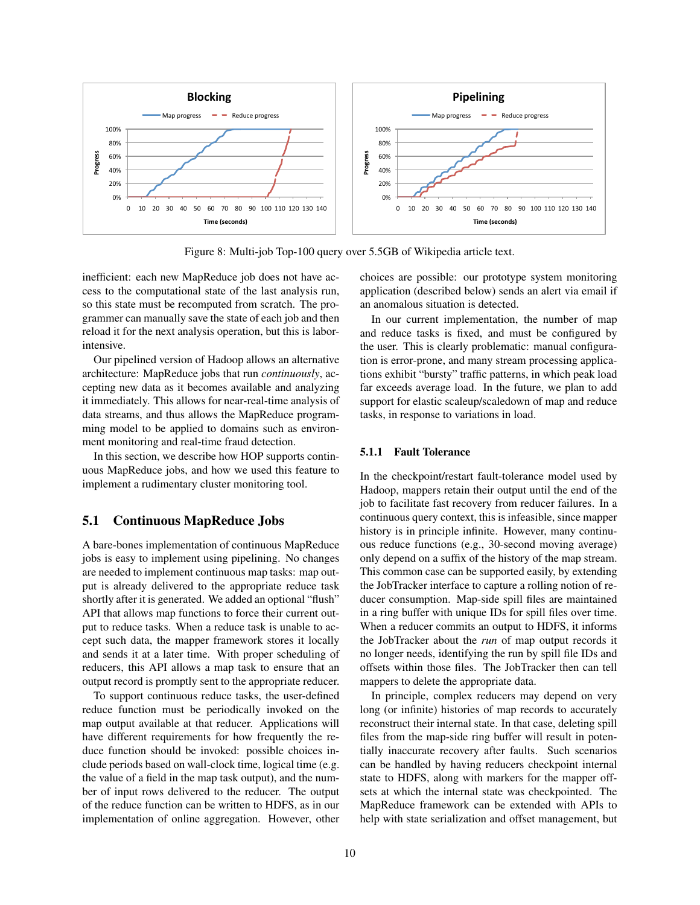Figure 8: Multi-job Top-100 query over 5.5GB of Wikipedia article text.

inefficient: each new MapReduce job does not have access to the computational state of the last analysis run, so this state must be recomputed from scratch. The programmer can manually save the state of each job and then reload it for the next analysis operation, but this is labor-intensive.

Our pipelined version of Hadoop allows an alternative architecture: MapReduce jobs that run *continuously*, accepting new data as it becomes available and analyzing it immediately. This allows for near-real-time analysis of data streams, and thus allows the MapReduce programming model to be applied to domains such as environment monitoring and real-time fraud detection.

In this section, we describe how HOP supports continuous MapReduce jobs, and how we used this feature to implement a rudimentary cluster monitoring tool.

## 5.1 Continuous MapReduce Jobs

A bare-bones implementation of continuous MapReduce jobs is easy to implement using pipelining. No changes are needed to implement continuous map tasks: map output is already delivered to the appropriate reduce task shortly after it is generated. We added an optional "flush" API that allows map functions to force their current output to reduce tasks. When a reduce task is unable to accept such data, the mapper framework stores it locally and sends it at a later time. With proper scheduling of reducers, this API allows a map task to ensure that an output record is promptly sent to the appropriate reducer.

To support continuous reduce tasks, the user-defined reduce function must be periodically invoked on the map output available at that reducer. Applications will have different requirements for how frequently the reduce function should be invoked: possible choices include periods based on wall-clock time, logical time (e.g. the value of a field in the map task output), and the number of input rows delivered to the reducer. The output of the reduce function can be written to HDFS, as in our implementation of online aggregation. However, other choices are possible: our prototype system monitoring application (described below) sends an alert via email if an anomalous situation is detected.

In our current implementation, the number of map and reduce tasks is fixed, and must be configured by the user. This is clearly problematic: manual configuration is error-prone, and many stream processing applications exhibit "bursty" traffic patterns, in which peak load far exceeds average load. In the future, we plan to add support for elastic scaleup/scaledown of map and reduce tasks, in response to variations in load.

### 5.1.1 Fault Tolerance

In the checkpoint/restart fault-tolerance model used by Hadoop, mappers retain their output until the end of the job to facilitate fast recovery from reducer failures. In a continuous query context, this is infeasible, since mapper history is in principle infinite. However, many continuous reduce functions (e.g., 30-second moving average) only depend on a suffix of the history of the map stream. This common case can be supported easily, by extending the JobTracker interface to capture a rolling notion of reducer consumption. Map-side spill files are maintained in a ring buffer with unique IDs for spill files over time. When a reducer commits an output to HDFS, it informs the JobTracker about the *run* of map output records it no longer needs, identifying the run by spill file IDs and offsets within those files. The JobTracker then can tell mappers to delete the appropriate data.

In principle, complex reducers may depend on very long (or infinite) histories of map records to accurately reconstruct their internal state. In that case, deleting spill files from the map-side ring buffer will result in potentially inaccurate recovery after faults. Such scenarios can be handled by having reducers checkpoint internal state to HDFS, along with markers for the mapper offsets at which the internal state was checkpointed. The MapReduce framework can be extended with APIs to help with state serialization and offset management, but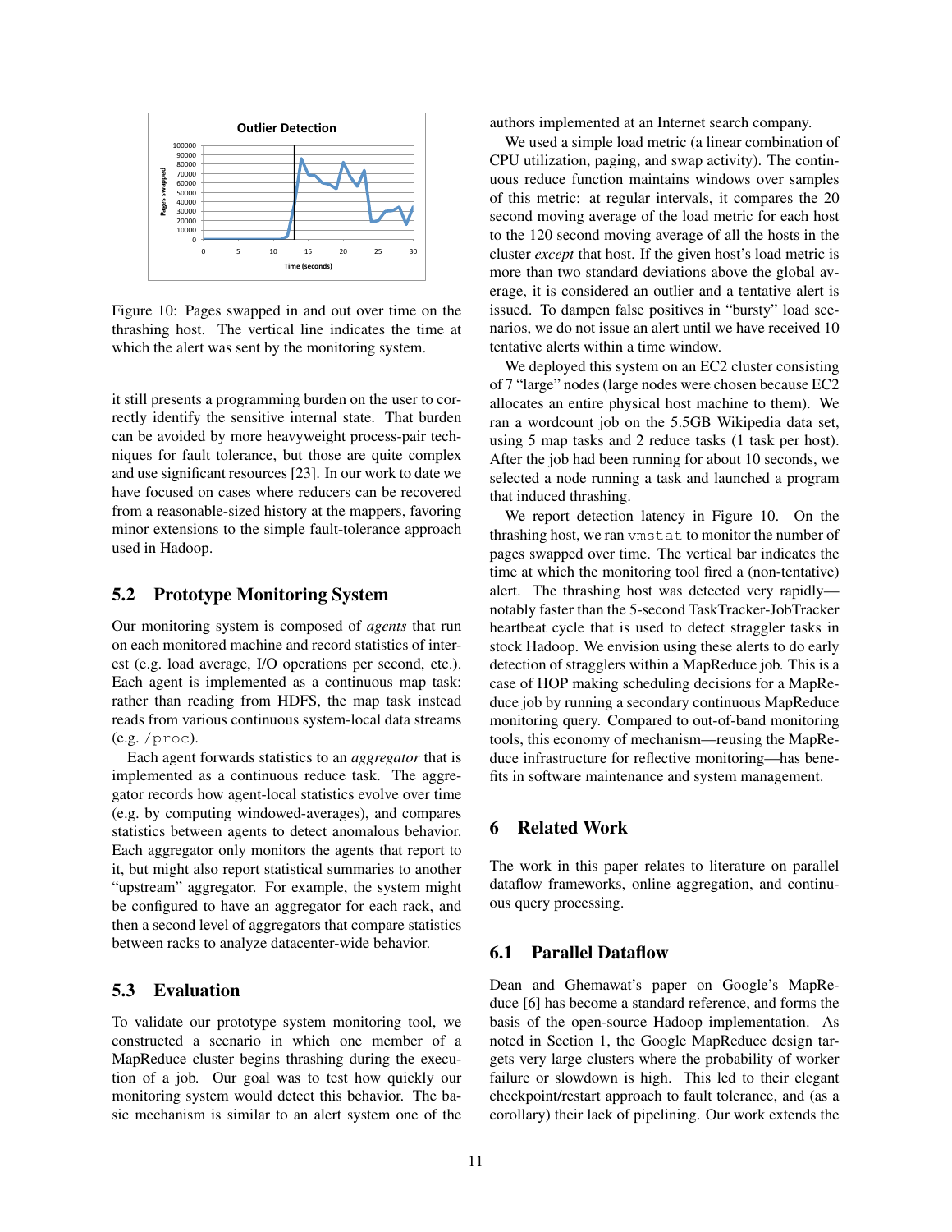Figure 10: Pages swapped in and out over time on the thrashing host. The vertical line indicates the time at which the alert was sent by the monitoring system.

it still presents a programming burden on the user to correctly identify the sensitive internal state. That burden can be avoided by more heavyweight process-pair techniques for fault tolerance, but those are quite complex and use significant resources [23]. In our work to date we have focused on cases where reducers can be recovered from a reasonable-sized history at the mappers, favoring minor extensions to the simple fault-tolerance approach used in Hadoop.

## 5.2 Prototype Monitoring System

Our monitoring system is composed of *agents* that run on each monitored machine and record statistics of interest (e.g. load average, I/O operations per second, etc.). Each agent is implemented as a continuous map task: rather than reading from HDFS, the map task instead reads from various continuous system-local data streams (e.g. `/proc`).

Each agent forwards statistics to an *aggregator* that is implemented as a continuous reduce task. The aggregator records how agent-local statistics evolve over time (e.g. by computing windowed-averages), and compares statistics between agents to detect anomalous behavior. Each aggregator only monitors the agents that report to it, but might also report statistical summaries to another "upstream" aggregator. For example, the system might be configured to have an aggregator for each rack, and then a second level of aggregators that compare statistics between racks to analyze datacenter-wide behavior.

## 5.3 Evaluation

To validate our prototype system monitoring tool, we constructed a scenario in which one member of a MapReduce cluster begins thrashing during the execution of a job. Our goal was to test how quickly our monitoring system would detect this behavior. The basic mechanism is similar to an alert system one of the authors implemented at an Internet search company.

We used a simple load metric (a linear combination of CPU utilization, paging, and swap activity). The continuous reduce function maintains windows over samples of this metric: at regular intervals, it compares the 20 second moving average of the load metric for each host to the 120 second moving average of all the hosts in the cluster *except* that host. If the given host's load metric is more than two standard deviations above the global average, it is considered an outlier and a tentative alert is issued. To dampen false positives in "bursty" load scenarios, we do not issue an alert until we have received 10 tentative alerts within a time window.

We deployed this system on an EC2 cluster consisting of 7 "large" nodes (large nodes were chosen because EC2 allocates an entire physical host machine to them). We ran a wordcount job on the 5.5GB Wikipedia data set, using 5 map tasks and 2 reduce tasks (1 task per host). After the job had been running for about 10 seconds, we selected a node running a task and launched a program that induced thrashing.

We report detection latency in Figure 10. On the thrashing host, we ran `vmstat` to monitor the number of pages swapped over time. The vertical bar indicates the time at which the monitoring tool fired a (non-tentative) alert. The thrashing host was detected very rapidly—notably faster than the 5-second TaskTracker-JobTracker heartbeat cycle that is used to detect straggler tasks in stock Hadoop. We envision using these alerts to do early detection of stragglers within a MapReduce job. This is a case of HOP making scheduling decisions for a MapReduce job by running a secondary continuous MapReduce monitoring query. Compared to out-of-band monitoring tools, this economy of mechanism—reusing the MapReduce infrastructure for reflective monitoring—has benefits in software maintenance and system management.

# 6 Related Work

The work in this paper relates to literature on parallel dataflow frameworks, online aggregation, and continuous query processing.

## 6.1 Parallel Dataflow

Dean and Ghemawat's paper on Google's MapReduce [6] has become a standard reference, and forms the basis of the open-source Hadoop implementation. As noted in Section 1, the Google MapReduce design targets very large clusters where the probability of worker failure or slowdown is high. This led to their elegant checkpoint/restart approach to fault tolerance, and (as a corollary) their lack of pipelining. Our work extends the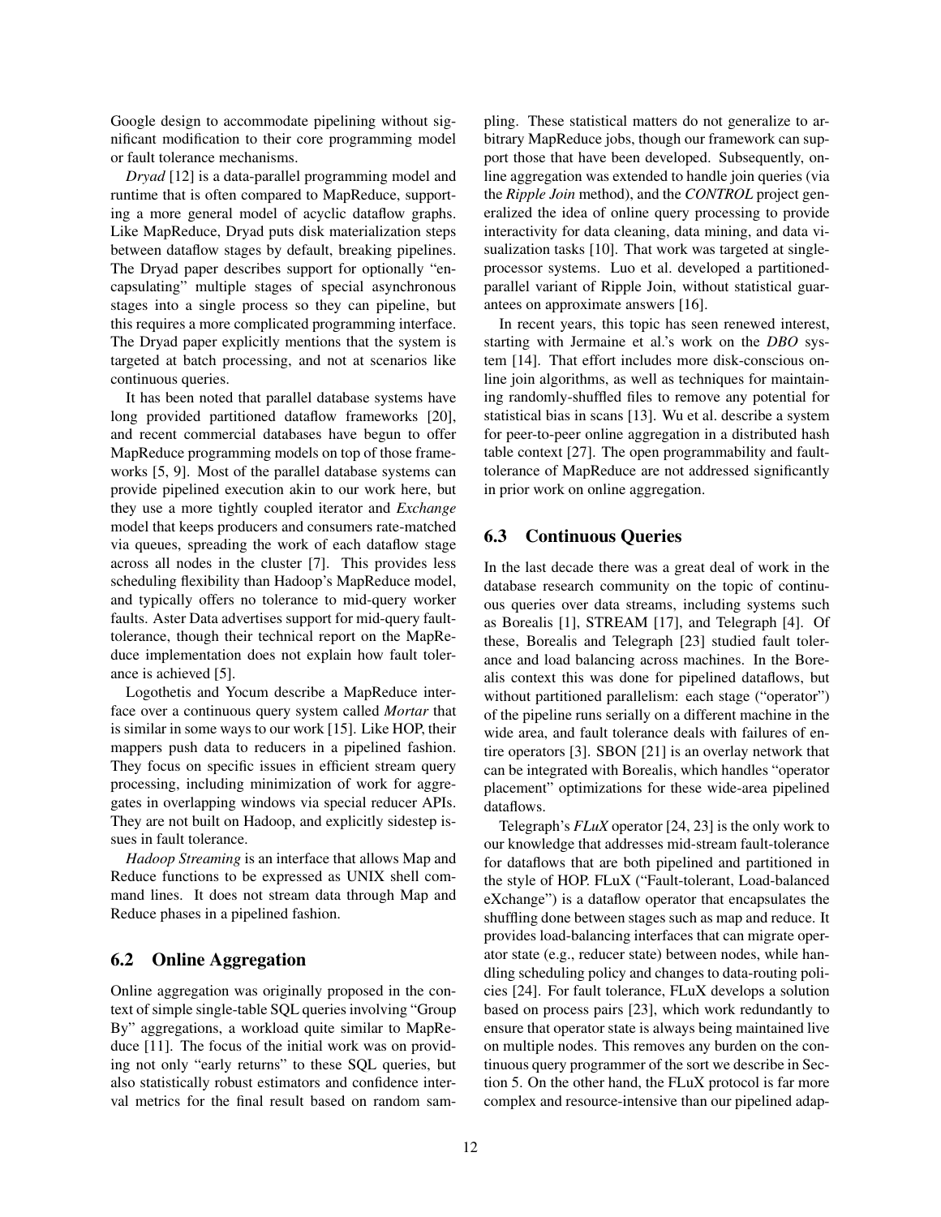Google design to accommodate pipelining without significant modification to their core programming model or fault tolerance mechanisms.

*Dryad* [12] is a data-parallel programming model and runtime that is often compared to MapReduce, supporting a more general model of acyclic dataflow graphs. Like MapReduce, Dryad puts disk materialization steps between dataflow stages by default, breaking pipelines. The Dryad paper describes support for optionally "encapsulating" multiple stages of special asynchronous stages into a single process so they can pipeline, but this requires a more complicated programming interface. The Dryad paper explicitly mentions that the system is targeted at batch processing, and not at scenarios like continuous queries.

It has been noted that parallel database systems have long provided partitioned dataflow frameworks [20], and recent commercial databases have begun to offer MapReduce programming models on top of those frameworks [5, 9]. Most of the parallel database systems can provide pipelined execution akin to our work here, but they use a more tightly coupled iterator and *Exchange* model that keeps producers and consumers rate-matched via queues, spreading the work of each dataflow stage across all nodes in the cluster [7]. This provides less scheduling flexibility than Hadoop's MapReduce model, and typically offers no tolerance to mid-query worker faults. Aster Data advertises support for mid-query fault-tolerance, though their technical report on the MapReduce implementation does not explain how fault tolerance is achieved [5].

Logothetis and Yocum describe a MapReduce interface over a continuous query system called *Mortar* that is similar in some ways to our work [15]. Like HOP, their mappers push data to reducers in a pipelined fashion. They focus on specific issues in efficient stream query processing, including minimization of work for aggregates in overlapping windows via special reducer APIs. They are not built on Hadoop, and explicitly sidestep issues in fault tolerance.

*Hadoop Streaming* is an interface that allows Map and Reduce functions to be expressed as UNIX shell command lines. It does not stream data through Map and Reduce phases in a pipelined fashion.

## 6.2 Online Aggregation

Online aggregation was originally proposed in the context of simple single-table SQL queries involving "Group By" aggregations, a workload quite similar to MapReduce [11]. The focus of the initial work was on providing not only "early returns" to these SQL queries, but also statistically robust estimators and confidence interval metrics for the final result based on random sampling. These statistical matters do not generalize to arbitrary MapReduce jobs, though our framework can support those that have been developed. Subsequently, online aggregation was extended to handle join queries (via the *Ripple Join* method), and the *CONTROL* project generalized the idea of online query processing to provide interactivity for data cleaning, data mining, and data visualization tasks [10]. That work was targeted at single-processor systems. Luo et al. developed a partitioned-parallel variant of Ripple Join, without statistical guarantees on approximate answers [16].

In recent years, this topic has seen renewed interest, starting with Jermaine et al.'s work on the *DBO* system [14]. That effort includes more disk-conscious online join algorithms, as well as techniques for maintaining randomly-shuffled files to remove any potential for statistical bias in scans [13]. Wu et al. describe a system for peer-to-peer online aggregation in a distributed hash table context [27]. The open programmability and fault-tolerance of MapReduce are not addressed significantly in prior work on online aggregation.

## 6.3 Continuous Queries

In the last decade there was a great deal of work in the database research community on the topic of continuous queries over data streams, including systems such as Borealis [1], STREAM [17], and Telegraph [4]. Of these, Borealis and Telegraph [23] studied fault tolerance and load balancing across machines. In the Borealis context this was done for pipelined dataflows, but without partitioned parallelism: each stage ("operator") of the pipeline runs serially on a different machine in the wide area, and fault tolerance deals with failures of entire operators [3]. SBON [21] is an overlay network that can be integrated with Borealis, which handles "operator placement" optimizations for these wide-area pipelined dataflows.

Telegraph's *FLuX* operator [24, 23] is the only work to our knowledge that addresses mid-stream fault-tolerance for dataflows that are both pipelined and partitioned in the style of HOP. FLuX ("Fault-tolerant, Load-balanced eXchange") is a dataflow operator that encapsulates the shuffling done between stages such as map and reduce. It provides load-balancing interfaces that can migrate operator state (e.g., reducer state) between nodes, while handling scheduling policy and changes to data-routing policies [24]. For fault tolerance, FLuX develops a solution based on process pairs [23], which work redundantly to ensure that operator state is always being maintained live on multiple nodes. This removes any burden on the continuous query programmer of the sort we describe in Section 5. On the other hand, the FLuX protocol is far more complex and resource-intensive than our pipelined adap-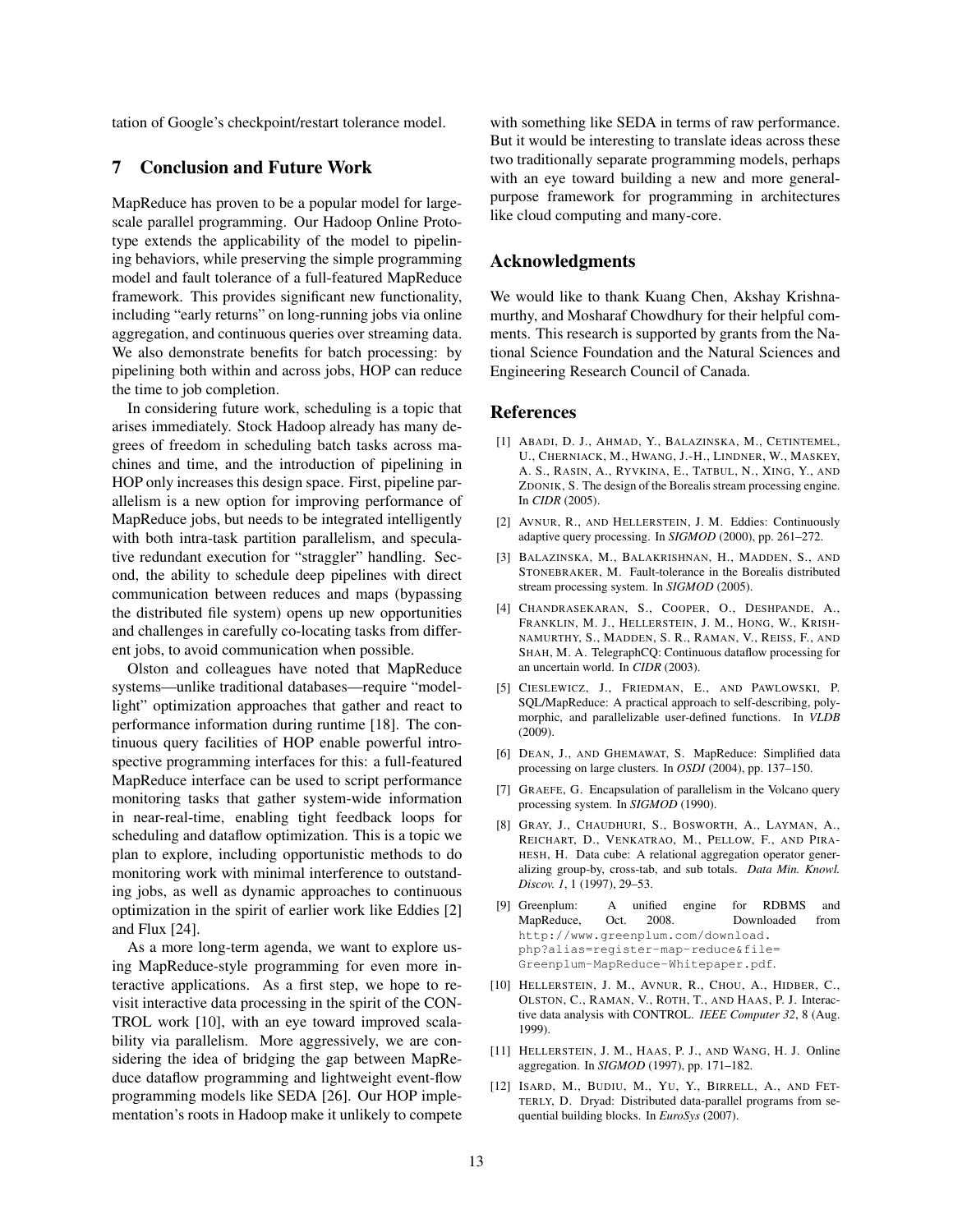tation of Google's checkpoint/restart tolerance model.

## 7 Conclusion and Future Work

MapReduce has proven to be a popular model for large-scale parallel programming. Our Hadoop Online Prototype extends the applicability of the model to pipelining behaviors, while preserving the simple programming model and fault tolerance of a full-featured MapReduce framework. This provides significant new functionality, including "early returns" on long-running jobs via online aggregation, and continuous queries over streaming data. We also demonstrate benefits for batch processing: by pipelining both within and across jobs, HOP can reduce the time to job completion.

In considering future work, scheduling is a topic that arises immediately. Stock Hadoop already has many degrees of freedom in scheduling batch tasks across machines and time, and the introduction of pipelining in HOP only increases this design space. First, pipeline parallelism is a new option for improving performance of MapReduce jobs, but needs to be integrated intelligently with both intra-task partition parallelism, and speculative redundant execution for "straggler" handling. Second, the ability to schedule deep pipelines with direct communication between reduces and maps (bypassing the distributed file system) opens up new opportunities and challenges in carefully co-locating tasks from different jobs, to avoid communication when possible.

Olston and colleagues have noted that MapReduce systems—unlike traditional databases—require "model-light" optimization approaches that gather and react to performance information during runtime [18]. The continuous query facilities of HOP enable powerful introspective programming interfaces for this: a full-featured MapReduce interface can be used to script performance monitoring tasks that gather system-wide information in near-real-time, enabling tight feedback loops for scheduling and dataflow optimization. This is a topic we plan to explore, including opportunistic methods to do monitoring work with minimal interference to outstanding jobs, as well as dynamic approaches to continuous optimization in the spirit of earlier work like Eddies [2] and Flux [24].

As a more long-term agenda, we want to explore using MapReduce-style programming for even more interactive applications. As a first step, we hope to revisit interactive data processing in the spirit of the CONTROL work [10], with an eye toward improved scalability via parallelism. More aggressively, we are considering the idea of bridging the gap between MapReduce dataflow programming and lightweight event-flow programming models like SEDA [26]. Our HOP implementation's roots in Hadoop make it unlikely to compete with something like SEDA in terms of raw performance. But it would be interesting to translate ideas across these two traditionally separate programming models, perhaps with an eye toward building a new and more general-purpose framework for programming in architectures like cloud computing and many-core.

## Acknowledgments

We would like to thank Kuang Chen, Akshay Krishnamurthy, and Mosharaf Chowdhury for their helpful comments. This research is supported by grants from the National Science Foundation and the Natural Sciences and Engineering Research Council of Canada.

## References

[1] Abadi, D. J., Ahmad, Y., Balazinska, M., Cetintemel, U., Cherniack, M., Hwang, J.-H., Lindner, W., Maskey, A. S., Rasin, A., Ryvkina, E., Tatbul, N., Xing, Y., and Zdonik, S. The design of the Borealis stream processing engine. In *CIDR* (2005).

[2] Avnur, R., and Hellerstein, J. M. Eddies: Continuously adaptive query processing. In *SIGMOD* (2000), pp. 261–272.

[3] Balazinska, M., Balakrishnan, H., Madden, S., and Stonebraker, M. Fault-tolerance in the Borealis distributed stream processing system. In *SIGMOD* (2005).

[4] Chandrasekaran, S., Cooper, O., Deshpande, A., Franklin, M. J., Hellerstein, J. M., Hong, W., Krishnamurthy, S., Madden, S. R., Raman, V., Reiss, F., and Shah, M. A. TelegraphCQ: Continuous dataflow processing for an uncertain world. In *CIDR* (2003).

[5] Cieslewicz, J., Friedman, E., and Pawlowski, P. SQL/MapReduce: A practical approach to self-describing, polymorphic, and parallelizable user-defined functions. In *VLDB* (2009).

[6] Dean, J., and Ghemawat, S. MapReduce: Simplified data processing on large clusters. In *OSDI* (2004), pp. 137–150.

[7] Graefe, G. Encapsulation of parallelism in the Volcano query processing system. In *SIGMOD* (1990).

[8] Gray, J., Chaudhuri, S., Bosworth, A., Layman, A., Reichart, D., Venkatrao, M., Pellow, F., and Pirahesh, H. Data cube: A relational aggregation operator generalizing group-by, cross-tab, and sub totals. *Data Min. Knowl. Discov. 1*, 1 (1997), 29–53.

[9] Greenplum: A unified engine for RDBMS and MapReduce, Oct. 2008. Downloaded from `http://www.greenplum.com/download.php?alias=register-map-reduce&file=Greenplum-MapReduce-Whitepaper.pdf`.

[10] Hellerstein, J. M., Avnur, R., Chou, A., Hidber, C., Olston, C., Raman, V., Roth, T., and Haas, P. J. Interactive data analysis with CONTROL. *IEEE Computer 32*, 8 (Aug. 1999).

[11] Hellerstein, J. M., Haas, P. J., and Wang, H. J. Online aggregation. In *SIGMOD* (1997), pp. 171–182.

[12] Isard, M., Budiu, M., Yu, Y., Birrell, A., and Fetterly, D. Dryad: Distributed data-parallel programs from sequential building blocks. In *EuroSys* (2007).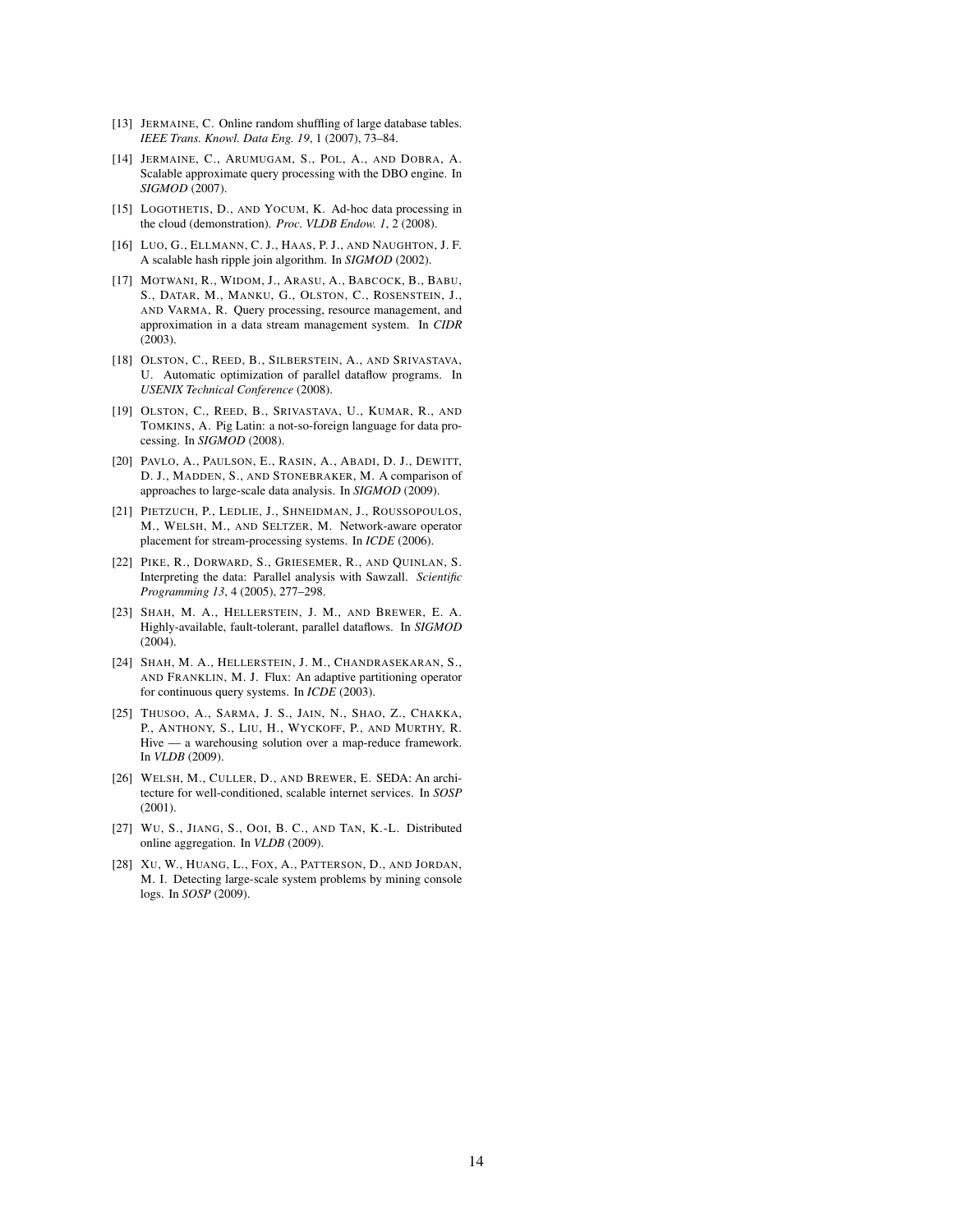[13] Jermaine, C. Online random shuffling of large database tables. *IEEE Trans. Knowl. Data Eng. 19*, 1 (2007), 73–84.

[14] Jermaine, C., Arumugam, S., Pol, A., and Dobra, A. Scalable approximate query processing with the DBO engine. In *SIGMOD* (2007).

[15] Logothetis, D., and Yocum, K. Ad-hoc data processing in the cloud (demonstration). *Proc. VLDB Endow. 1*, 2 (2008).

[16] Luo, G., Ellmann, C. J., Haas, P. J., and Naughton, J. F. A scalable hash ripple join algorithm. In *SIGMOD* (2002).

[17] Motwani, R., Widom, J., Arasu, A., Babcock, B., Babu, S., Datar, M., Manku, G., Olston, C., Rosenstein, J., and Varma, R. Query processing, resource management, and approximation in a data stream management system. In *CIDR* (2003).

[18] Olston, C., Reed, B., Silberstein, A., and Srivastava, U. Automatic optimization of parallel dataflow programs. In *USENIX Technical Conference* (2008).

[19] Olston, C., Reed, B., Srivastava, U., Kumar, R., and Tomkins, A. Pig Latin: a not-so-foreign language for data processing. In *SIGMOD* (2008).

[20] Pavlo, A., Paulson, E., Rasin, A., Abadi, D. J., Dewitt, D. J., Madden, S., and Stonebraker, M. A comparison of approaches to large-scale data analysis. In *SIGMOD* (2009).

[21] Pietzuch, P., Ledlie, J., Shneidman, J., Roussopoulos, M., Welsh, M., and Seltzer, M. Network-aware operator placement for stream-processing systems. In *ICDE* (2006).

[22] Pike, R., Dorward, S., Griesemer, R., and Quinlan, S. Interpreting the data: Parallel analysis with Sawzall. *Scientific Programming 13*, 4 (2005), 277–298.

[23] Shah, M. A., Hellerstein, J. M., and Brewer, E. A. Highly-available, fault-tolerant, parallel dataflows. In *SIGMOD* (2004).

[24] Shah, M. A., Hellerstein, J. M., Chandrasekaran, S., and Franklin, M. J. Flux: An adaptive partitioning operator for continuous query systems. In *ICDE* (2003).

[25] Thusoo, A., Sarma, J. S., Jain, N., Shao, Z., Chakka, P., Anthony, S., Liu, H., Wyckoff, P., and Murthy, R. Hive — a warehousing solution over a map-reduce framework. In *VLDB* (2009).

[26] Welsh, M., Culler, D., and Brewer, E. SEDA: An architecture for well-conditioned, scalable internet services. In *SOSP* (2001).

[27] Wu, S., Jiang, S., Ooi, B. C., and Tan, K.-L. Distributed online aggregation. In *VLDB* (2009).

[28] Xu, W., Huang, L., Fox, A., Patterson, D., and Jordan, M. I. Detecting large-scale system problems by mining console logs. In *SOSP* (2009).